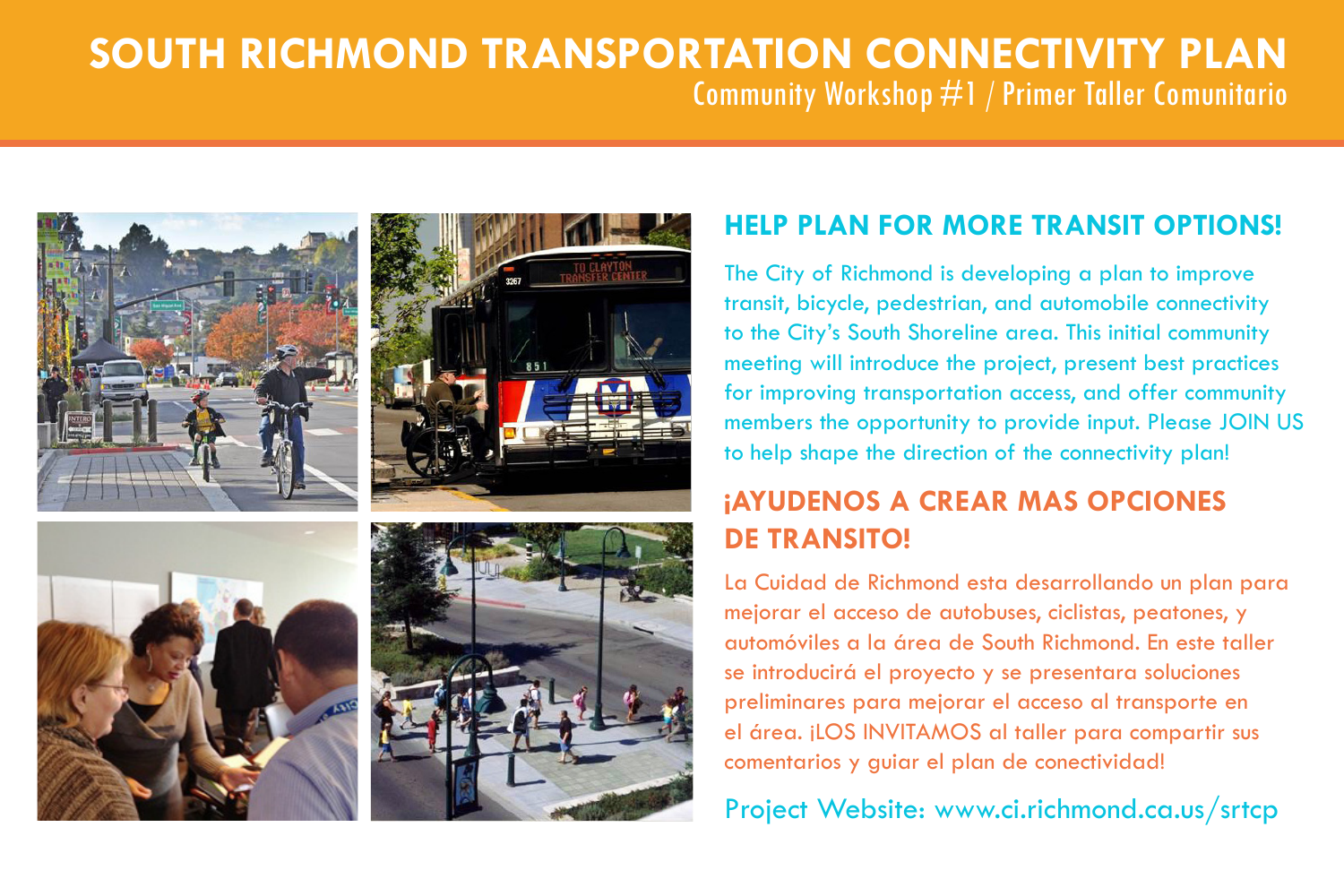# SOUTH RICHMOND TRANSPORTATION CONNECTIVITY PLAN

Community Workshop #1 / Primer Taller Comunitario

## HELP PLAN FOR MORE TRANSIT OPTIONS!

The City of Richmond is developing a plan to improve transit, bicycle, pedestrian, and automobile connectivity to the City's South Shoreline area. This initial community meeting will introduce the project, present best practices for improving transportation access, and offer community members the opportunity to provide input. Please JOIN US to help shape the direction of the connectivity plan!

## ¡AYUDENOS A CREAR MAS OPCIONES DE TRANSITO!

La Cuidad de Richmond esta desarrollando un plan para mejorar el acceso de autobuses, ciclistas, peatones, y automóviles a la área de South Richmond. En este taller se introducirá el proyecto y se presentara soluciones preliminares para mejorar el acceso al transporte en el área. ¡LOS INVITAMOS al taller para compartir sus comentarios y guiar el plan de conectividad!

Project Website: www.ci.richmond.ca.us/srtcp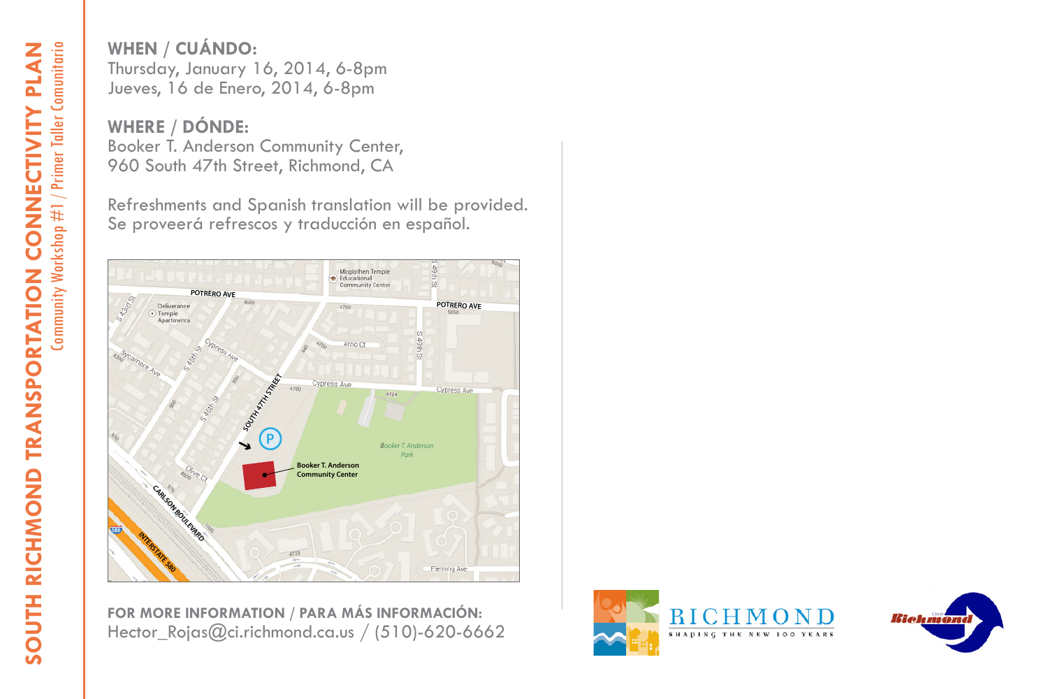# SOUTH RICHMOND TRANSPORTATION CONNECTIVITY PLAN

Community Workshop #1 / Primer Taller Comunitario

**WHEN / CUÁNDO:**
Thursday, January 16, 2014, 6-8pm
Jueves, 16 de Enero, 2014, 6-8pm

**WHERE / DÓNDE:**
Booker T. Anderson Community Center,
960 South 47th Street, Richmond, CA

Refreshments and Spanish translation will be provided.
Se proveerá refrescos y traducción en español.

POTRERO AVE
Mcglothen Temple Educational Community Center
Deliverance Temple Apartments
S 43rd St
Sycamore Ave
S 45th St
Cypress Ave
S 46th St
SOUTH 47TH STREET
Arno Ct
S 49th St
Booker T. Anderson Community Center
Booker T. Anderson Park
Olive Ct
CARLSON BOULEVARD
INTERSTATE 580
Fleming Ave

**FOR MORE INFORMATION / PARA MÁS INFORMACIÓN:**
Hector_Rojas@ci.richmond.ca.us / (510)-620-6662

RICHMOND
SHAPING THE NEW 100 YEARS

City of Richmond